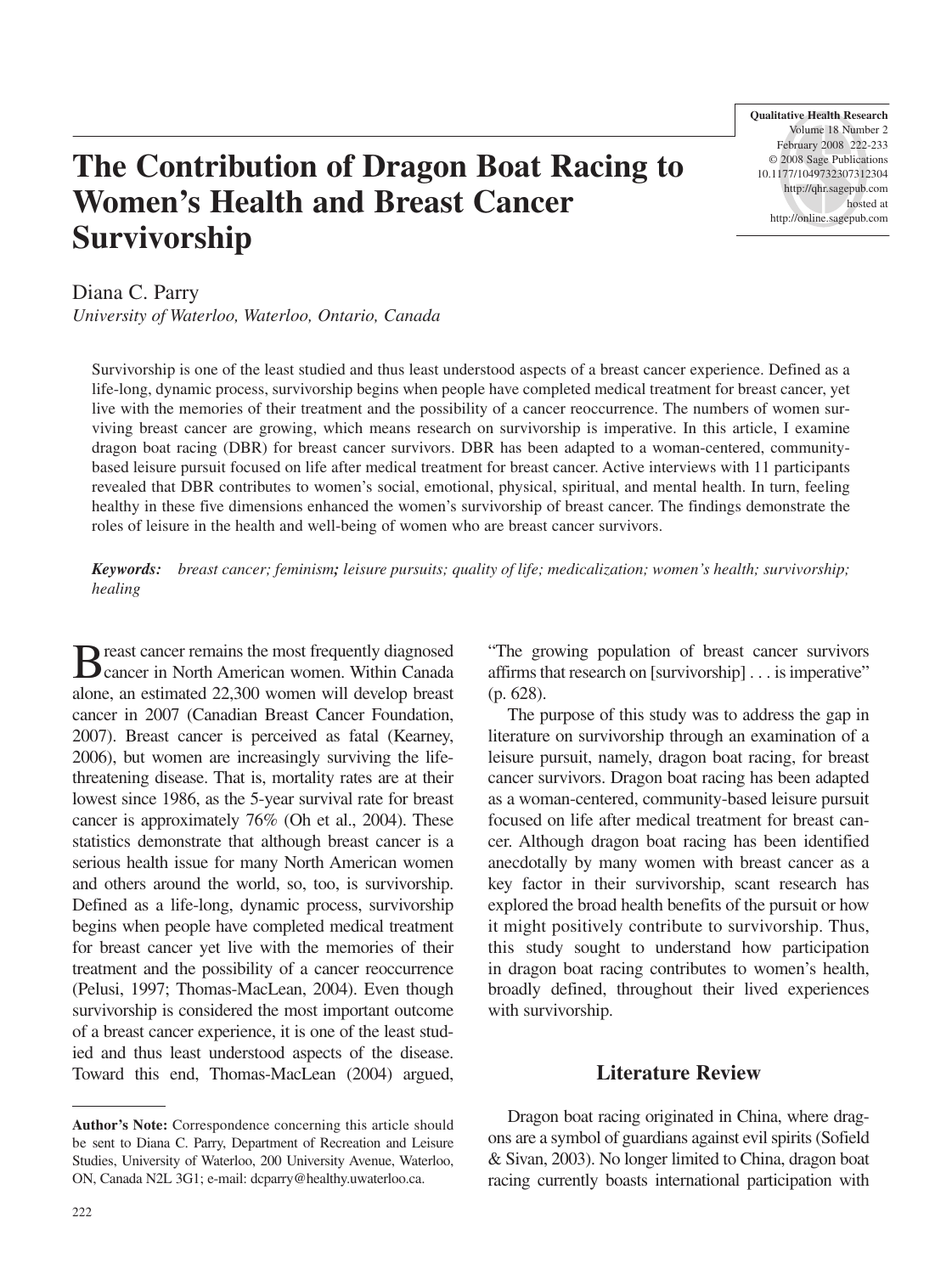# The Contribution of Dragon Boat Racing to Women's Health and Breast Cancer Survivorship

Diana C. Parry

*University of Waterloo, Waterloo, Ontario, Canada*

Survivorship is one of the least studied and thus least understood aspects of a breast cancer experience. Defined as a life-long, dynamic process, survivorship begins when people have completed medical treatment for breast cancer, yet live with the memories of their treatment and the possibility of a cancer reoccurrence. The numbers of women surviving breast cancer are growing, which means research on survivorship is imperative. In this article, I examine dragon boat racing (DBR) for breast cancer survivors. DBR has been adapted to a woman-centered, community-based leisure pursuit focused on life after medical treatment for breast cancer. Active interviews with 11 participants revealed that DBR contributes to women's social, emotional, physical, spiritual, and mental health. In turn, feeling healthy in these five dimensions enhanced the women's survivorship of breast cancer. The findings demonstrate the roles of leisure in the health and well-being of women who are breast cancer survivors.

***Keywords:*** *breast cancer; feminism; leisure pursuits; quality of life; medicalization; women's health; survivorship; healing*

Breast cancer remains the most frequently diagnosed cancer in North American women. Within Canada alone, an estimated 22,300 women will develop breast cancer in 2007 (Canadian Breast Cancer Foundation, 2007). Breast cancer is perceived as fatal (Kearney, 2006), but women are increasingly surviving the life-threatening disease. That is, mortality rates are at their lowest since 1986, as the 5-year survival rate for breast cancer is approximately 76% (Oh et al., 2004). These statistics demonstrate that although breast cancer is a serious health issue for many North American women and others around the world, so, too, is survivorship. Defined as a life-long, dynamic process, survivorship begins when people have completed medical treatment for breast cancer yet live with the memories of their treatment and the possibility of a cancer reoccurrence (Pelusi, 1997; Thomas-MacLean, 2004). Even though survivorship is considered the most important outcome of a breast cancer experience, it is one of the least studied and thus least understood aspects of the disease. Toward this end, Thomas-MacLean (2004) argued, "The growing population of breast cancer survivors affirms that research on [survivorship] . . . is imperative" (p. 628).

The purpose of this study was to address the gap in literature on survivorship through an examination of a leisure pursuit, namely, dragon boat racing, for breast cancer survivors. Dragon boat racing has been adapted as a woman-centered, community-based leisure pursuit focused on life after medical treatment for breast cancer. Although dragon boat racing has been identified anecdotally by many women with breast cancer as a key factor in their survivorship, scant research has explored the broad health benefits of the pursuit or how it might positively contribute to survivorship. Thus, this study sought to understand how participation in dragon boat racing contributes to women's health, broadly defined, throughout their lived experiences with survivorship.

## Literature Review

Dragon boat racing originated in China, where dragons are a symbol of guardians against evil spirits (Sofield & Sivan, 2003). No longer limited to China, dragon boat racing currently boasts international participation with

---

**Author's Note:** Correspondence concerning this article should be sent to Diana C. Parry, Department of Recreation and Leisure Studies, University of Waterloo, 200 University Avenue, Waterloo, ON, Canada N2L 3G1; e-mail: dcparry@healthy.uwaterloo.ca.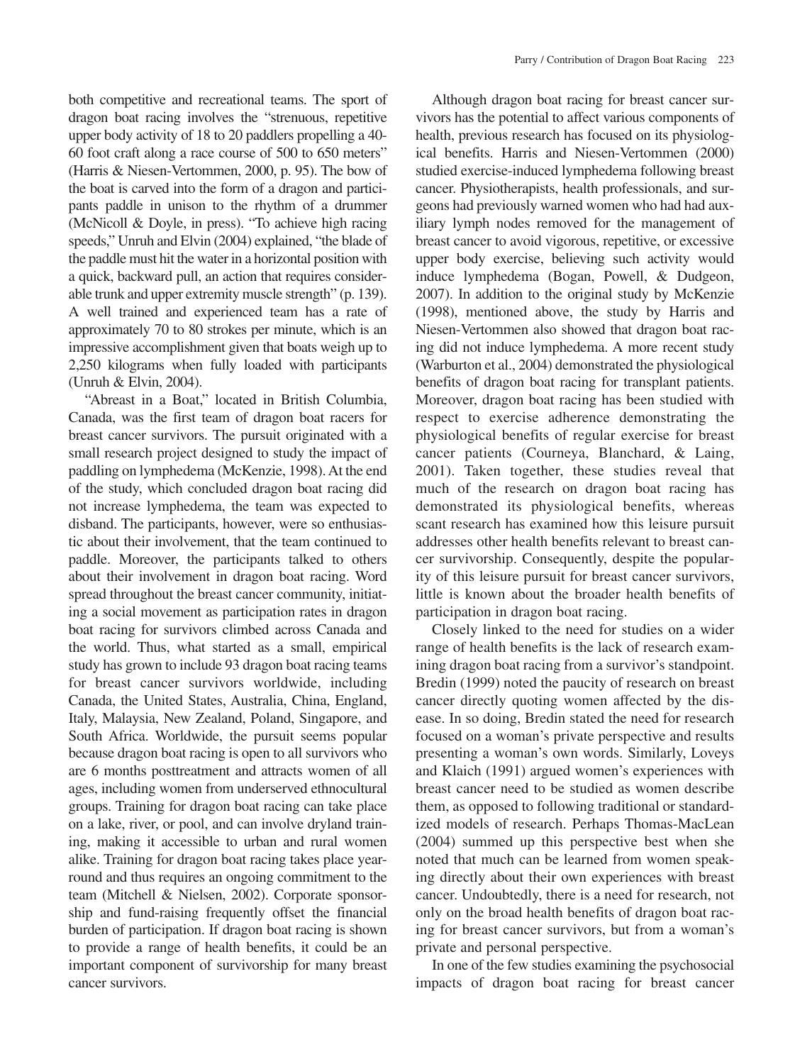both competitive and recreational teams. The sport of dragon boat racing involves the "strenuous, repetitive upper body activity of 18 to 20 paddlers propelling a 40-60 foot craft along a race course of 500 to 650 meters" (Harris & Niesen-Vertommen, 2000, p. 95). The bow of the boat is carved into the form of a dragon and participants paddle in unison to the rhythm of a drummer (McNicoll & Doyle, in press). "To achieve high racing speeds," Unruh and Elvin (2004) explained, "the blade of the paddle must hit the water in a horizontal position with a quick, backward pull, an action that requires considerable trunk and upper extremity muscle strength" (p. 139). A well trained and experienced team has a rate of approximately 70 to 80 strokes per minute, which is an impressive accomplishment given that boats weigh up to 2,250 kilograms when fully loaded with participants (Unruh & Elvin, 2004).

"Abreast in a Boat," located in British Columbia, Canada, was the first team of dragon boat racers for breast cancer survivors. The pursuit originated with a small research project designed to study the impact of paddling on lymphedema (McKenzie, 1998). At the end of the study, which concluded dragon boat racing did not increase lymphedema, the team was expected to disband. The participants, however, were so enthusiastic about their involvement, that the team continued to paddle. Moreover, the participants talked to others about their involvement in dragon boat racing. Word spread throughout the breast cancer community, initiating a social movement as participation rates in dragon boat racing for survivors climbed across Canada and the world. Thus, what started as a small, empirical study has grown to include 93 dragon boat racing teams for breast cancer survivors worldwide, including Canada, the United States, Australia, China, England, Italy, Malaysia, New Zealand, Poland, Singapore, and South Africa. Worldwide, the pursuit seems popular because dragon boat racing is open to all survivors who are 6 months posttreatment and attracts women of all ages, including women from underserved ethnocultural groups. Training for dragon boat racing can take place on a lake, river, or pool, and can involve dryland training, making it accessible to urban and rural women alike. Training for dragon boat racing takes place year-round and thus requires an ongoing commitment to the team (Mitchell & Nielsen, 2002). Corporate sponsorship and fund-raising frequently offset the financial burden of participation. If dragon boat racing is shown to provide a range of health benefits, it could be an important component of survivorship for many breast cancer survivors.

Although dragon boat racing for breast cancer survivors has the potential to affect various components of health, previous research has focused on its physiological benefits. Harris and Niesen-Vertommen (2000) studied exercise-induced lymphedema following breast cancer. Physiotherapists, health professionals, and surgeons had previously warned women who had had auxiliary lymph nodes removed for the management of breast cancer to avoid vigorous, repetitive, or excessive upper body exercise, believing such activity would induce lymphedema (Bogan, Powell, & Dudgeon, 2007). In addition to the original study by McKenzie (1998), mentioned above, the study by Harris and Niesen-Vertommen also showed that dragon boat racing did not induce lymphedema. A more recent study (Warburton et al., 2004) demonstrated the physiological benefits of dragon boat racing for transplant patients. Moreover, dragon boat racing has been studied with respect to exercise adherence demonstrating the physiological benefits of regular exercise for breast cancer patients (Courneya, Blanchard, & Laing, 2001). Taken together, these studies reveal that much of the research on dragon boat racing has demonstrated its physiological benefits, whereas scant research has examined how this leisure pursuit addresses other health benefits relevant to breast cancer survivorship. Consequently, despite the popularity of this leisure pursuit for breast cancer survivors, little is known about the broader health benefits of participation in dragon boat racing.

Closely linked to the need for studies on a wider range of health benefits is the lack of research examining dragon boat racing from a survivor's standpoint. Bredin (1999) noted the paucity of research on breast cancer directly quoting women affected by the disease. In so doing, Bredin stated the need for research focused on a woman's private perspective and results presenting a woman's own words. Similarly, Loveys and Klaich (1991) argued women's experiences with breast cancer need to be studied as women describe them, as opposed to following traditional or standardized models of research. Perhaps Thomas-MacLean (2004) summed up this perspective best when she noted that much can be learned from women speaking directly about their own experiences with breast cancer. Undoubtedly, there is a need for research, not only on the broad health benefits of dragon boat racing for breast cancer survivors, but from a woman's private and personal perspective.

In one of the few studies examining the psychosocial impacts of dragon boat racing for breast cancer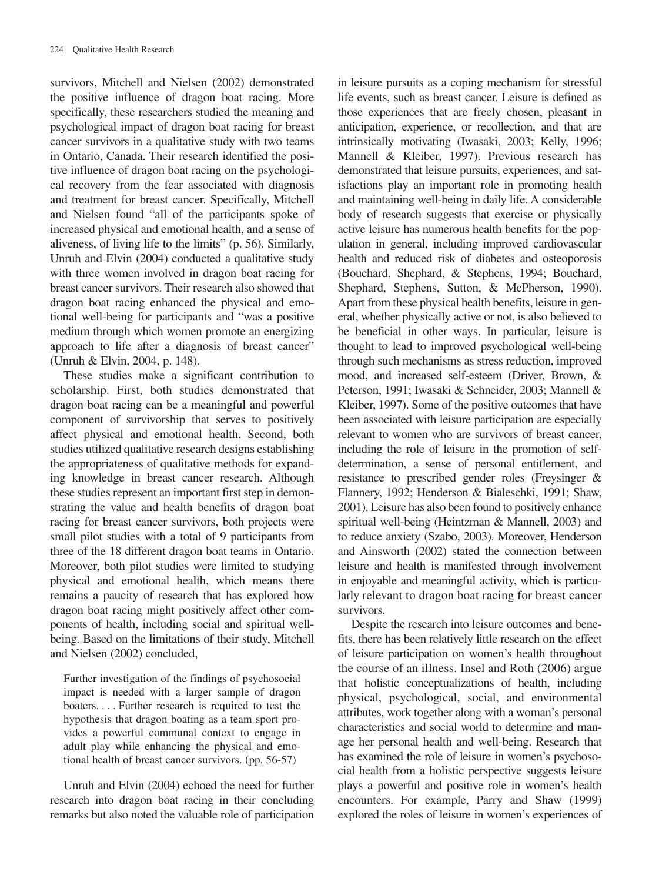survivors, Mitchell and Nielsen (2002) demonstrated the positive influence of dragon boat racing. More specifically, these researchers studied the meaning and psychological impact of dragon boat racing for breast cancer survivors in a qualitative study with two teams in Ontario, Canada. Their research identified the positive influence of dragon boat racing on the psychological recovery from the fear associated with diagnosis and treatment for breast cancer. Specifically, Mitchell and Nielsen found "all of the participants spoke of increased physical and emotional health, and a sense of aliveness, of living life to the limits" (p. 56). Similarly, Unruh and Elvin (2004) conducted a qualitative study with three women involved in dragon boat racing for breast cancer survivors. Their research also showed that dragon boat racing enhanced the physical and emotional well-being for participants and "was a positive medium through which women promote an energizing approach to life after a diagnosis of breast cancer" (Unruh & Elvin, 2004, p. 148).

These studies make a significant contribution to scholarship. First, both studies demonstrated that dragon boat racing can be a meaningful and powerful component of survivorship that serves to positively affect physical and emotional health. Second, both studies utilized qualitative research designs establishing the appropriateness of qualitative methods for expanding knowledge in breast cancer research. Although these studies represent an important first step in demonstrating the value and health benefits of dragon boat racing for breast cancer survivors, both projects were small pilot studies with a total of 9 participants from three of the 18 different dragon boat teams in Ontario. Moreover, both pilot studies were limited to studying physical and emotional health, which means there remains a paucity of research that has explored how dragon boat racing might positively affect other components of health, including social and spiritual well-being. Based on the limitations of their study, Mitchell and Nielsen (2002) concluded,

> Further investigation of the findings of psychosocial impact is needed with a larger sample of dragon boaters. . . . Further research is required to test the hypothesis that dragon boating as a team sport provides a powerful communal context to engage in adult play while enhancing the physical and emotional health of breast cancer survivors. (pp. 56-57)

Unruh and Elvin (2004) echoed the need for further research into dragon boat racing in their concluding remarks but also noted the valuable role of participation in leisure pursuits as a coping mechanism for stressful life events, such as breast cancer. Leisure is defined as those experiences that are freely chosen, pleasant in anticipation, experience, or recollection, and that are intrinsically motivating (Iwasaki, 2003; Kelly, 1996; Mannell & Kleiber, 1997). Previous research has demonstrated that leisure pursuits, experiences, and satisfactions play an important role in promoting health and maintaining well-being in daily life. A considerable body of research suggests that exercise or physically active leisure has numerous health benefits for the population in general, including improved cardiovascular health and reduced risk of diabetes and osteoporosis (Bouchard, Shephard, & Stephens, 1994; Bouchard, Shephard, Stephens, Sutton, & McPherson, 1990). Apart from these physical health benefits, leisure in general, whether physically active or not, is also believed to be beneficial in other ways. In particular, leisure is thought to lead to improved psychological well-being through such mechanisms as stress reduction, improved mood, and increased self-esteem (Driver, Brown, & Peterson, 1991; Iwasaki & Schneider, 2003; Mannell & Kleiber, 1997). Some of the positive outcomes that have been associated with leisure participation are especially relevant to women who are survivors of breast cancer, including the role of leisure in the promotion of self-determination, a sense of personal entitlement, and resistance to prescribed gender roles (Freysinger & Flannery, 1992; Henderson & Bialeschki, 1991; Shaw, 2001). Leisure has also been found to positively enhance spiritual well-being (Heintzman & Mannell, 2003) and to reduce anxiety (Szabo, 2003). Moreover, Henderson and Ainsworth (2002) stated the connection between leisure and health is manifested through involvement in enjoyable and meaningful activity, which is particularly relevant to dragon boat racing for breast cancer survivors.

Despite the research into leisure outcomes and benefits, there has been relatively little research on the effect of leisure participation on women's health throughout the course of an illness. Insel and Roth (2006) argue that holistic conceptualizations of health, including physical, psychological, social, and environmental attributes, work together along with a woman's personal characteristics and social world to determine and manage her personal health and well-being. Research that has examined the role of leisure in women's psychosocial health from a holistic perspective suggests leisure plays a powerful and positive role in women's health encounters. For example, Parry and Shaw (1999) explored the roles of leisure in women's experiences of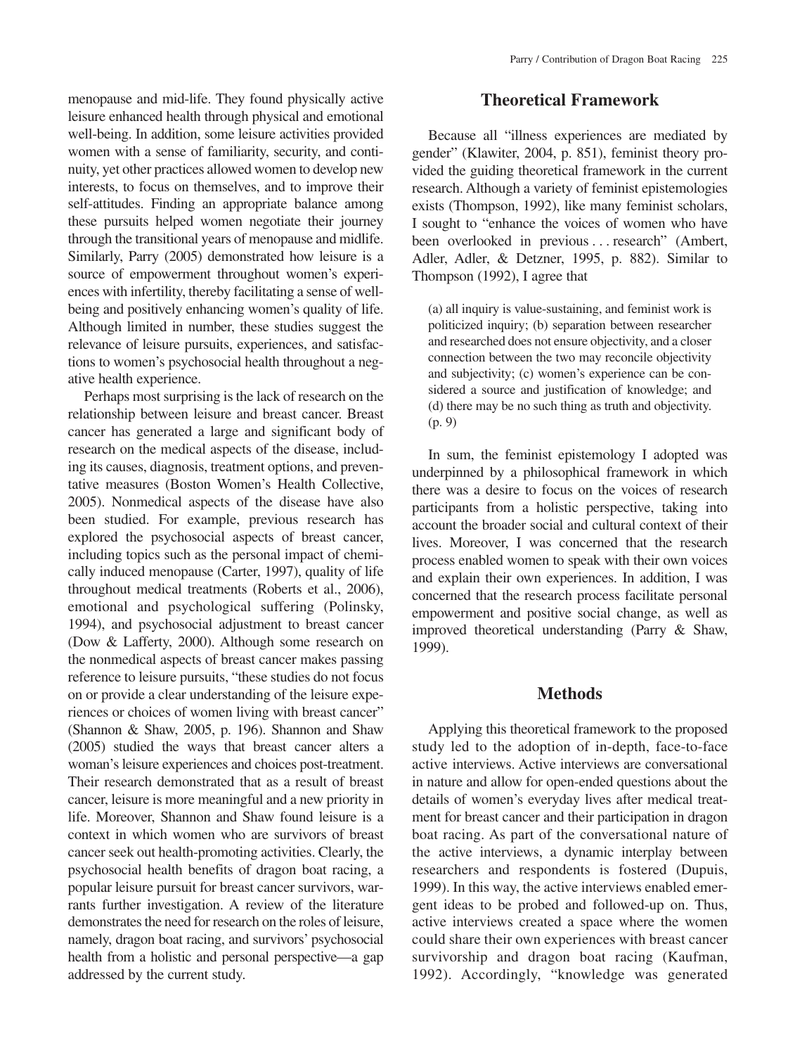menopause and mid-life. They found physically active leisure enhanced health through physical and emotional well-being. In addition, some leisure activities provided women with a sense of familiarity, security, and continuity, yet other practices allowed women to develop new interests, to focus on themselves, and to improve their self-attitudes. Finding an appropriate balance among these pursuits helped women negotiate their journey through the transitional years of menopause and midlife. Similarly, Parry (2005) demonstrated how leisure is a source of empowerment throughout women's experiences with infertility, thereby facilitating a sense of well-being and positively enhancing women's quality of life. Although limited in number, these studies suggest the relevance of leisure pursuits, experiences, and satisfactions to women's psychosocial health throughout a negative health experience.

Perhaps most surprising is the lack of research on the relationship between leisure and breast cancer. Breast cancer has generated a large and significant body of research on the medical aspects of the disease, including its causes, diagnosis, treatment options, and preventative measures (Boston Women's Health Collective, 2005). Nonmedical aspects of the disease have also been studied. For example, previous research has explored the psychosocial aspects of breast cancer, including topics such as the personal impact of chemically induced menopause (Carter, 1997), quality of life throughout medical treatments (Roberts et al., 2006), emotional and psychological suffering (Polinsky, 1994), and psychosocial adjustment to breast cancer (Dow & Lafferty, 2000). Although some research on the nonmedical aspects of breast cancer makes passing reference to leisure pursuits, "these studies do not focus on or provide a clear understanding of the leisure experiences or choices of women living with breast cancer" (Shannon & Shaw, 2005, p. 196). Shannon and Shaw (2005) studied the ways that breast cancer alters a woman's leisure experiences and choices post-treatment. Their research demonstrated that as a result of breast cancer, leisure is more meaningful and a new priority in life. Moreover, Shannon and Shaw found leisure is a context in which women who are survivors of breast cancer seek out health-promoting activities. Clearly, the psychosocial health benefits of dragon boat racing, a popular leisure pursuit for breast cancer survivors, warrants further investigation. A review of the literature demonstrates the need for research on the roles of leisure, namely, dragon boat racing, and survivors' psychosocial health from a holistic and personal perspective—a gap addressed by the current study.

## Theoretical Framework

Because all "illness experiences are mediated by gender" (Klawiter, 2004, p. 851), feminist theory provided the guiding theoretical framework in the current research. Although a variety of feminist epistemologies exists (Thompson, 1992), like many feminist scholars, I sought to "enhance the voices of women who have been overlooked in previous . . . research" (Ambert, Adler, Adler, & Detzner, 1995, p. 882). Similar to Thompson (1992), I agree that

> (a) all inquiry is value-sustaining, and feminist work is politicized inquiry; (b) separation between researcher and researched does not ensure objectivity, and a closer connection between the two may reconcile objectivity and subjectivity; (c) women's experience can be considered a source and justification of knowledge; and (d) there may be no such thing as truth and objectivity. (p. 9)

In sum, the feminist epistemology I adopted was underpinned by a philosophical framework in which there was a desire to focus on the voices of research participants from a holistic perspective, taking into account the broader social and cultural context of their lives. Moreover, I was concerned that the research process enabled women to speak with their own voices and explain their own experiences. In addition, I was concerned that the research process facilitate personal empowerment and positive social change, as well as improved theoretical understanding (Parry & Shaw, 1999).

## Methods

Applying this theoretical framework to the proposed study led to the adoption of in-depth, face-to-face active interviews. Active interviews are conversational in nature and allow for open-ended questions about the details of women's everyday lives after medical treatment for breast cancer and their participation in dragon boat racing. As part of the conversational nature of the active interviews, a dynamic interplay between researchers and respondents is fostered (Dupuis, 1999). In this way, the active interviews enabled emergent ideas to be probed and followed-up on. Thus, active interviews created a space where the women could share their own experiences with breast cancer survivorship and dragon boat racing (Kaufman, 1992). Accordingly, "knowledge was generated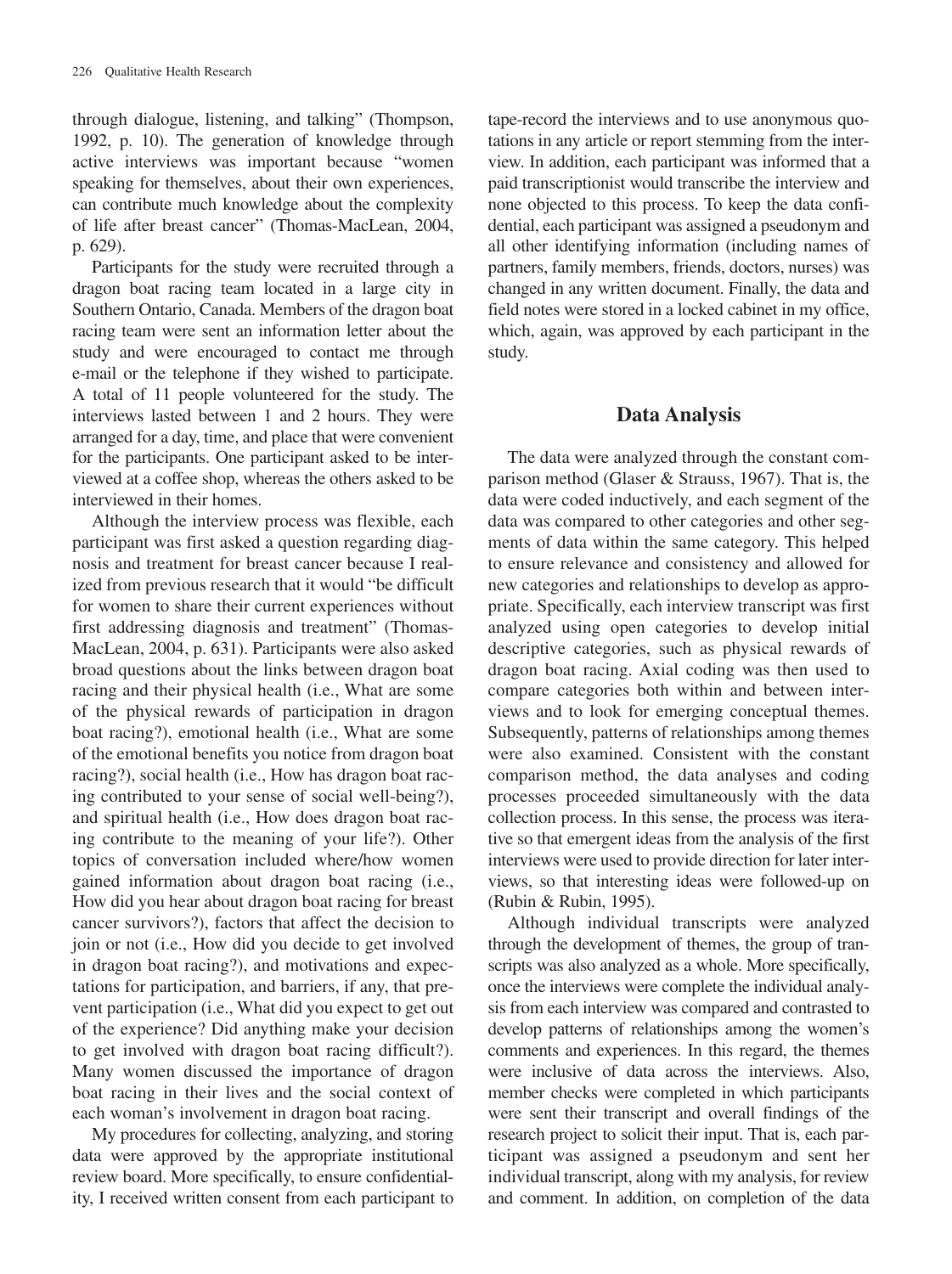through dialogue, listening, and talking" (Thompson, 1992, p. 10). The generation of knowledge through active interviews was important because "women speaking for themselves, about their own experiences, can contribute much knowledge about the complexity of life after breast cancer" (Thomas-MacLean, 2004, p. 629).

Participants for the study were recruited through a dragon boat racing team located in a large city in Southern Ontario, Canada. Members of the dragon boat racing team were sent an information letter about the study and were encouraged to contact me through e-mail or the telephone if they wished to participate. A total of 11 people volunteered for the study. The interviews lasted between 1 and 2 hours. They were arranged for a day, time, and place that were convenient for the participants. One participant asked to be interviewed at a coffee shop, whereas the others asked to be interviewed in their homes.

Although the interview process was flexible, each participant was first asked a question regarding diagnosis and treatment for breast cancer because I realized from previous research that it would "be difficult for women to share their current experiences without first addressing diagnosis and treatment" (Thomas-MacLean, 2004, p. 631). Participants were also asked broad questions about the links between dragon boat racing and their physical health (i.e., What are some of the physical rewards of participation in dragon boat racing?), emotional health (i.e., What are some of the emotional benefits you notice from dragon boat racing?), social health (i.e., How has dragon boat racing contributed to your sense of social well-being?), and spiritual health (i.e., How does dragon boat racing contribute to the meaning of your life?). Other topics of conversation included where/how women gained information about dragon boat racing (i.e., How did you hear about dragon boat racing for breast cancer survivors?), factors that affect the decision to join or not (i.e., How did you decide to get involved in dragon boat racing?), and motivations and expectations for participation, and barriers, if any, that prevent participation (i.e., What did you expect to get out of the experience? Did anything make your decision to get involved with dragon boat racing difficult?). Many women discussed the importance of dragon boat racing in their lives and the social context of each woman's involvement in dragon boat racing.

My procedures for collecting, analyzing, and storing data were approved by the appropriate institutional review board. More specifically, to ensure confidentiality, I received written consent from each participant to tape-record the interviews and to use anonymous quotations in any article or report stemming from the interview. In addition, each participant was informed that a paid transcriptionist would transcribe the interview and none objected to this process. To keep the data confidential, each participant was assigned a pseudonym and all other identifying information (including names of partners, family members, friends, doctors, nurses) was changed in any written document. Finally, the data and field notes were stored in a locked cabinet in my office, which, again, was approved by each participant in the study.

## Data Analysis

The data were analyzed through the constant comparison method (Glaser & Strauss, 1967). That is, the data were coded inductively, and each segment of the data was compared to other categories and other segments of data within the same category. This helped to ensure relevance and consistency and allowed for new categories and relationships to develop as appropriate. Specifically, each interview transcript was first analyzed using open categories to develop initial descriptive categories, such as physical rewards of dragon boat racing. Axial coding was then used to compare categories both within and between interviews and to look for emerging conceptual themes. Subsequently, patterns of relationships among themes were also examined. Consistent with the constant comparison method, the data analyses and coding processes proceeded simultaneously with the data collection process. In this sense, the process was iterative so that emergent ideas from the analysis of the first interviews were used to provide direction for later interviews, so that interesting ideas were followed-up on (Rubin & Rubin, 1995).

Although individual transcripts were analyzed through the development of themes, the group of transcripts was also analyzed as a whole. More specifically, once the interviews were complete the individual analysis from each interview was compared and contrasted to develop patterns of relationships among the women's comments and experiences. In this regard, the themes were inclusive of data across the interviews. Also, member checks were completed in which participants were sent their transcript and overall findings of the research project to solicit their input. That is, each participant was assigned a pseudonym and sent her individual transcript, along with my analysis, for review and comment. In addition, on completion of the data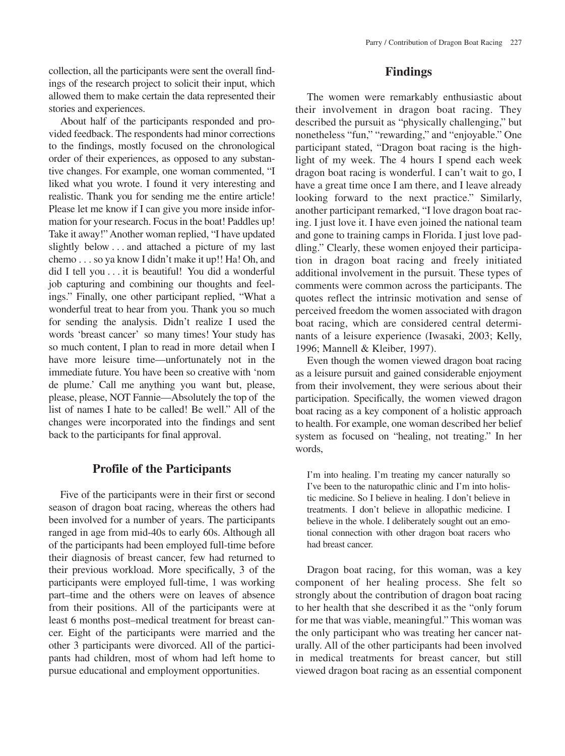collection, all the participants were sent the overall findings of the research project to solicit their input, which allowed them to make certain the data represented their stories and experiences.

About half of the participants responded and provided feedback. The respondents had minor corrections to the findings, mostly focused on the chronological order of their experiences, as opposed to any substantive changes. For example, one woman commented, "I liked what you wrote. I found it very interesting and realistic. Thank you for sending me the entire article! Please let me know if I can give you more inside information for your research. Focus in the boat! Paddles up! Take it away!" Another woman replied, "I have updated slightly below . . . and attached a picture of my last chemo . . . so ya know I didn't make it up!! Ha! Oh, and did I tell you . . . it is beautiful! You did a wonderful job capturing and combining our thoughts and feelings." Finally, one other participant replied, "What a wonderful treat to hear from you. Thank you so much for sending the analysis. Didn't realize I used the words 'breast cancer' so many times! Your study has so much content, I plan to read in more detail when I have more leisure time—unfortunately not in the immediate future. You have been so creative with 'nom de plume.' Call me anything you want but, please, please, please, NOT Fannie—Absolutely the top of the list of names I hate to be called! Be well." All of the changes were incorporated into the findings and sent back to the participants for final approval.

## Profile of the Participants

Five of the participants were in their first or second season of dragon boat racing, whereas the others had been involved for a number of years. The participants ranged in age from mid-40s to early 60s. Although all of the participants had been employed full-time before their diagnosis of breast cancer, few had returned to their previous workload. More specifically, 3 of the participants were employed full-time, 1 was working part–time and the others were on leaves of absence from their positions. All of the participants were at least 6 months post–medical treatment for breast cancer. Eight of the participants were married and the other 3 participants were divorced. All of the participants had children, most of whom had left home to pursue educational and employment opportunities.

## Findings

The women were remarkably enthusiastic about their involvement in dragon boat racing. They described the pursuit as "physically challenging," but nonetheless "fun," "rewarding," and "enjoyable." One participant stated, "Dragon boat racing is the highlight of my week. The 4 hours I spend each week dragon boat racing is wonderful. I can't wait to go, I have a great time once I am there, and I leave already looking forward to the next practice." Similarly, another participant remarked, "I love dragon boat racing. I just love it. I have even joined the national team and gone to training camps in Florida. I just love paddling." Clearly, these women enjoyed their participation in dragon boat racing and freely initiated additional involvement in the pursuit. These types of comments were common across the participants. The quotes reflect the intrinsic motivation and sense of perceived freedom the women associated with dragon boat racing, which are considered central determinants of a leisure experience (Iwasaki, 2003; Kelly, 1996; Mannell & Kleiber, 1997).

Even though the women viewed dragon boat racing as a leisure pursuit and gained considerable enjoyment from their involvement, they were serious about their participation. Specifically, the women viewed dragon boat racing as a key component of a holistic approach to health. For example, one woman described her belief system as focused on "healing, not treating." In her words,

> I'm into healing. I'm treating my cancer naturally so I've been to the naturopathic clinic and I'm into holistic medicine. So I believe in healing. I don't believe in treatments. I don't believe in allopathic medicine. I believe in the whole. I deliberately sought out an emotional connection with other dragon boat racers who had breast cancer.

Dragon boat racing, for this woman, was a key component of her healing process. She felt so strongly about the contribution of dragon boat racing to her health that she described it as the "only forum for me that was viable, meaningful." This woman was the only participant who was treating her cancer naturally. All of the other participants had been involved in medical treatments for breast cancer, but still viewed dragon boat racing as an essential component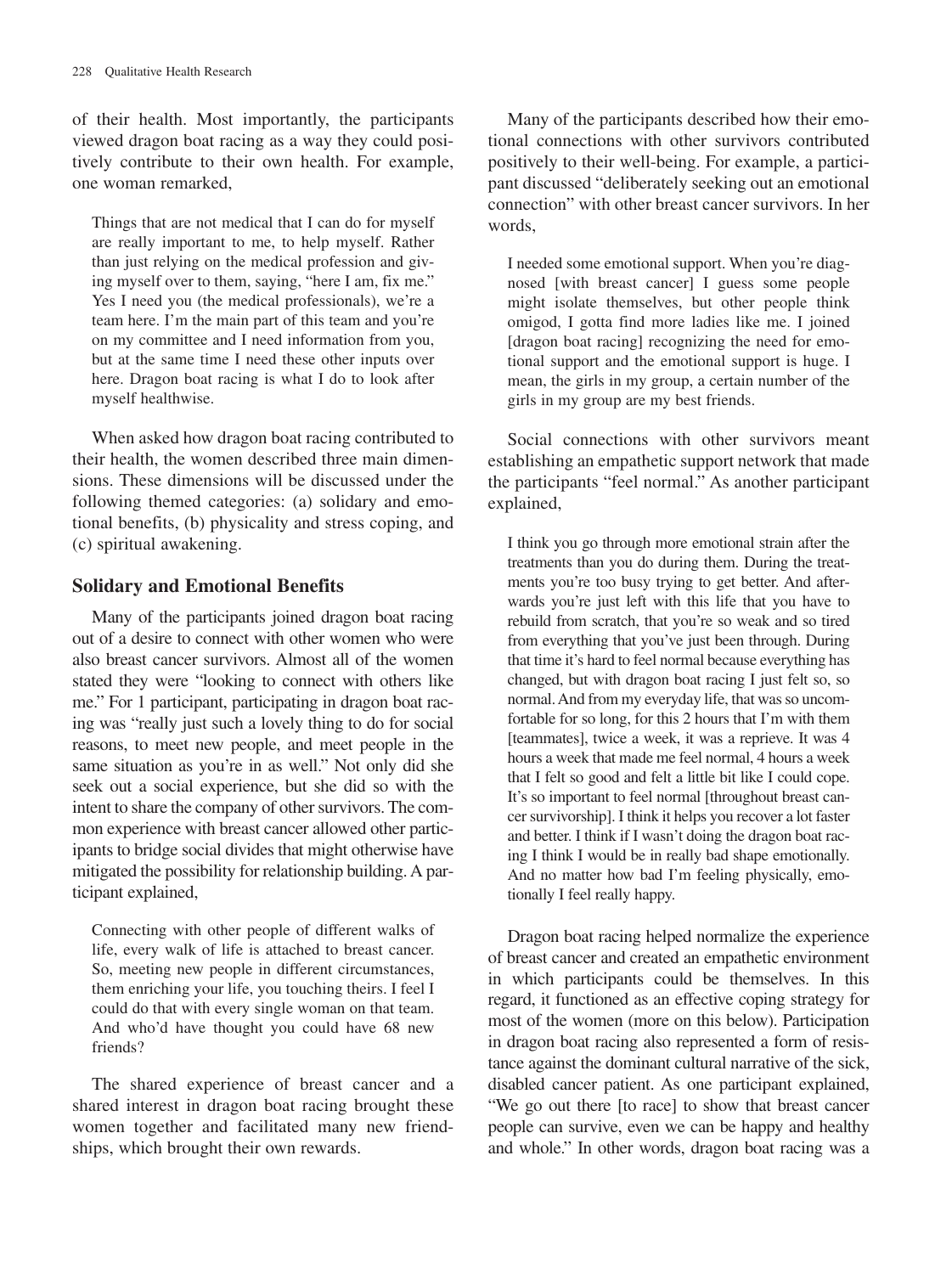of their health. Most importantly, the participants viewed dragon boat racing as a way they could positively contribute to their own health. For example, one woman remarked,

> Things that are not medical that I can do for myself are really important to me, to help myself. Rather than just relying on the medical profession and giving myself over to them, saying, "here I am, fix me." Yes I need you (the medical professionals), we're a team here. I'm the main part of this team and you're on my committee and I need information from you, but at the same time I need these other inputs over here. Dragon boat racing is what I do to look after myself healthwise.

When asked how dragon boat racing contributed to their health, the women described three main dimensions. These dimensions will be discussed under the following themed categories: (a) solidary and emotional benefits, (b) physicality and stress coping, and (c) spiritual awakening.

## Solidary and Emotional Benefits

Many of the participants joined dragon boat racing out of a desire to connect with other women who were also breast cancer survivors. Almost all of the women stated they were "looking to connect with others like me." For 1 participant, participating in dragon boat racing was "really just such a lovely thing to do for social reasons, to meet new people, and meet people in the same situation as you're in as well." Not only did she seek out a social experience, but she did so with the intent to share the company of other survivors. The common experience with breast cancer allowed other participants to bridge social divides that might otherwise have mitigated the possibility for relationship building. A participant explained,

> Connecting with other people of different walks of life, every walk of life is attached to breast cancer. So, meeting new people in different circumstances, them enriching your life, you touching theirs. I feel I could do that with every single woman on that team. And who'd have thought you could have 68 new friends?

The shared experience of breast cancer and a shared interest in dragon boat racing brought these women together and facilitated many new friendships, which brought their own rewards.

Many of the participants described how their emotional connections with other survivors contributed positively to their well-being. For example, a participant discussed "deliberately seeking out an emotional connection" with other breast cancer survivors. In her words,

> I needed some emotional support. When you're diagnosed [with breast cancer] I guess some people might isolate themselves, but other people think omigod, I gotta find more ladies like me. I joined [dragon boat racing] recognizing the need for emotional support and the emotional support is huge. I mean, the girls in my group, a certain number of the girls in my group are my best friends.

Social connections with other survivors meant establishing an empathetic support network that made the participants "feel normal." As another participant explained,

> I think you go through more emotional strain after the treatments than you do during them. During the treatments you're too busy trying to get better. And afterwards you're just left with this life that you have to rebuild from scratch, that you're so weak and so tired from everything that you've just been through. During that time it's hard to feel normal because everything has changed, but with dragon boat racing I just felt so, so normal. And from my everyday life, that was so uncomfortable for so long, for this 2 hours that I'm with them [teammates], twice a week, it was a reprieve. It was 4 hours a week that made me feel normal, 4 hours a week that I felt so good and felt a little bit like I could cope. It's so important to feel normal [throughout breast cancer survivorship]. I think it helps you recover a lot faster and better. I think if I wasn't doing the dragon boat racing I think I would be in really bad shape emotionally. And no matter how bad I'm feeling physically, emotionally I feel really happy.

Dragon boat racing helped normalize the experience of breast cancer and created an empathetic environment in which participants could be themselves. In this regard, it functioned as an effective coping strategy for most of the women (more on this below). Participation in dragon boat racing also represented a form of resistance against the dominant cultural narrative of the sick, disabled cancer patient. As one participant explained, "We go out there [to race] to show that breast cancer people can survive, even we can be happy and healthy and whole." In other words, dragon boat racing was a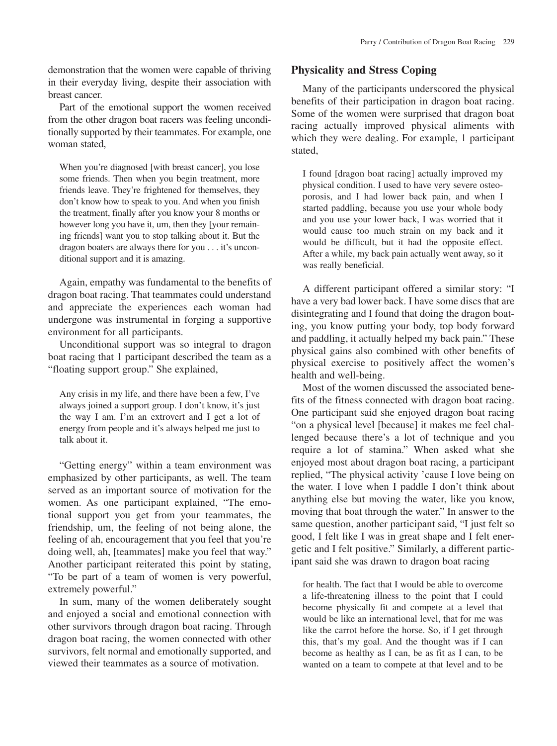demonstration that the women were capable of thriving in their everyday living, despite their association with breast cancer.

Part of the emotional support the women received from the other dragon boat racers was feeling unconditionally supported by their teammates. For example, one woman stated,

> When you're diagnosed [with breast cancer], you lose some friends. Then when you begin treatment, more friends leave. They're frightened for themselves, they don't know how to speak to you. And when you finish the treatment, finally after you know your 8 months or however long you have it, um, then they [your remaining friends] want you to stop talking about it. But the dragon boaters are always there for you . . . it's unconditional support and it is amazing.

Again, empathy was fundamental to the benefits of dragon boat racing. That teammates could understand and appreciate the experiences each woman had undergone was instrumental in forging a supportive environment for all participants.

Unconditional support was so integral to dragon boat racing that 1 participant described the team as a "floating support group." She explained,

> Any crisis in my life, and there have been a few, I've always joined a support group. I don't know, it's just the way I am. I'm an extrovert and I get a lot of energy from people and it's always helped me just to talk about it.

"Getting energy" within a team environment was emphasized by other participants, as well. The team served as an important source of motivation for the women. As one participant explained, "The emotional support you get from your teammates, the friendship, um, the feeling of not being alone, the feeling of ah, encouragement that you feel that you're doing well, ah, [teammates] make you feel that way." Another participant reiterated this point by stating, "To be part of a team of women is very powerful, extremely powerful."

In sum, many of the women deliberately sought and enjoyed a social and emotional connection with other survivors through dragon boat racing. Through dragon boat racing, the women connected with other survivors, felt normal and emotionally supported, and viewed their teammates as a source of motivation.

## Physicality and Stress Coping

Many of the participants underscored the physical benefits of their participation in dragon boat racing. Some of the women were surprised that dragon boat racing actually improved physical aliments with which they were dealing. For example, 1 participant stated,

> I found [dragon boat racing] actually improved my physical condition. I used to have very severe osteoporosis, and I had lower back pain, and when I started paddling, because you use your whole body and you use your lower back, I was worried that it would cause too much strain on my back and it would be difficult, but it had the opposite effect. After a while, my back pain actually went away, so it was really beneficial.

A different participant offered a similar story: "I have a very bad lower back. I have some discs that are disintegrating and I found that doing the dragon boating, you know putting your body, top body forward and paddling, it actually helped my back pain." These physical gains also combined with other benefits of physical exercise to positively affect the women's health and well-being.

Most of the women discussed the associated benefits of the fitness connected with dragon boat racing. One participant said she enjoyed dragon boat racing "on a physical level [because] it makes me feel challenged because there's a lot of technique and you require a lot of stamina." When asked what she enjoyed most about dragon boat racing, a participant replied, "The physical activity 'cause I love being on the water. I love when I paddle I don't think about anything else but moving the water, like you know, moving that boat through the water." In answer to the same question, another participant said, "I just felt so good, I felt like I was in great shape and I felt energetic and I felt positive." Similarly, a different participant said she was drawn to dragon boat racing

> for health. The fact that I would be able to overcome a life-threatening illness to the point that I could become physically fit and compete at a level that would be like an international level, that for me was like the carrot before the horse. So, if I get through this, that's my goal. And the thought was if I can become as healthy as I can, be as fit as I can, to be wanted on a team to compete at that level and to be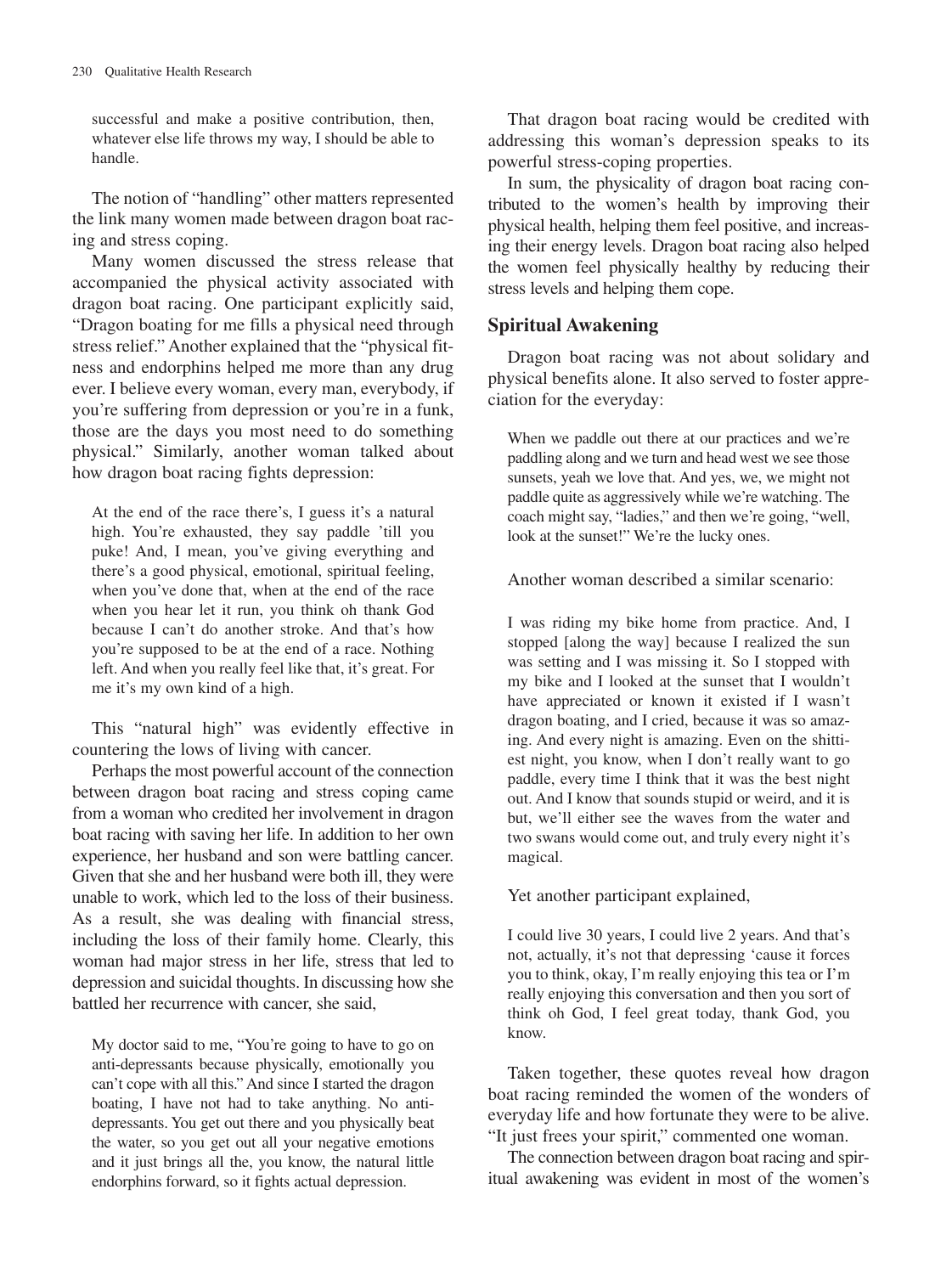> successful and make a positive contribution, then, whatever else life throws my way, I should be able to handle.

The notion of "handling" other matters represented the link many women made between dragon boat racing and stress coping.

Many women discussed the stress release that accompanied the physical activity associated with dragon boat racing. One participant explicitly said, "Dragon boating for me fills a physical need through stress relief." Another explained that the "physical fitness and endorphins helped me more than any drug ever. I believe every woman, every man, everybody, if you're suffering from depression or you're in a funk, those are the days you most need to do something physical." Similarly, another woman talked about how dragon boat racing fights depression:

> At the end of the race there's, I guess it's a natural high. You're exhausted, they say paddle 'till you puke! And, I mean, you've giving everything and there's a good physical, emotional, spiritual feeling, when you've done that, when at the end of the race when you hear let it run, you think oh thank God because I can't do another stroke. And that's how you're supposed to be at the end of a race. Nothing left. And when you really feel like that, it's great. For me it's my own kind of a high.

This "natural high" was evidently effective in countering the lows of living with cancer.

Perhaps the most powerful account of the connection between dragon boat racing and stress coping came from a woman who credited her involvement in dragon boat racing with saving her life. In addition to her own experience, her husband and son were battling cancer. Given that she and her husband were both ill, they were unable to work, which led to the loss of their business. As a result, she was dealing with financial stress, including the loss of their family home. Clearly, this woman had major stress in her life, stress that led to depression and suicidal thoughts. In discussing how she battled her recurrence with cancer, she said,

> My doctor said to me, "You're going to have to go on anti-depressants because physically, emotionally you can't cope with all this." And since I started the dragon boating, I have not had to take anything. No anti-depressants. You get out there and you physically beat the water, so you get out all your negative emotions and it just brings all the, you know, the natural little endorphins forward, so it fights actual depression.

That dragon boat racing would be credited with addressing this woman's depression speaks to its powerful stress-coping properties.

In sum, the physicality of dragon boat racing contributed to the women's health by improving their physical health, helping them feel positive, and increasing their energy levels. Dragon boat racing also helped the women feel physically healthy by reducing their stress levels and helping them cope.

### Spiritual Awakening

Dragon boat racing was not about solidary and physical benefits alone. It also served to foster appreciation for the everyday:

> When we paddle out there at our practices and we're paddling along and we turn and head west we see those sunsets, yeah we love that. And yes, we, we might not paddle quite as aggressively while we're watching. The coach might say, "ladies," and then we're going, "well, look at the sunset!" We're the lucky ones.

Another woman described a similar scenario:

> I was riding my bike home from practice. And, I stopped [along the way] because I realized the sun was setting and I was missing it. So I stopped with my bike and I looked at the sunset that I wouldn't have appreciated or known it existed if I wasn't dragon boating, and I cried, because it was so amazing. And every night is amazing. Even on the shittiest night, you know, when I don't really want to go paddle, every time I think that it was the best night out. And I know that sounds stupid or weird, and it is but, we'll either see the waves from the water and two swans would come out, and truly every night it's magical.

Yet another participant explained,

> I could live 30 years, I could live 2 years. And that's not, actually, it's not that depressing 'cause it forces you to think, okay, I'm really enjoying this tea or I'm really enjoying this conversation and then you sort of think oh God, I feel great today, thank God, you know.

Taken together, these quotes reveal how dragon boat racing reminded the women of the wonders of everyday life and how fortunate they were to be alive. "It just frees your spirit," commented one woman.

The connection between dragon boat racing and spiritual awakening was evident in most of the women's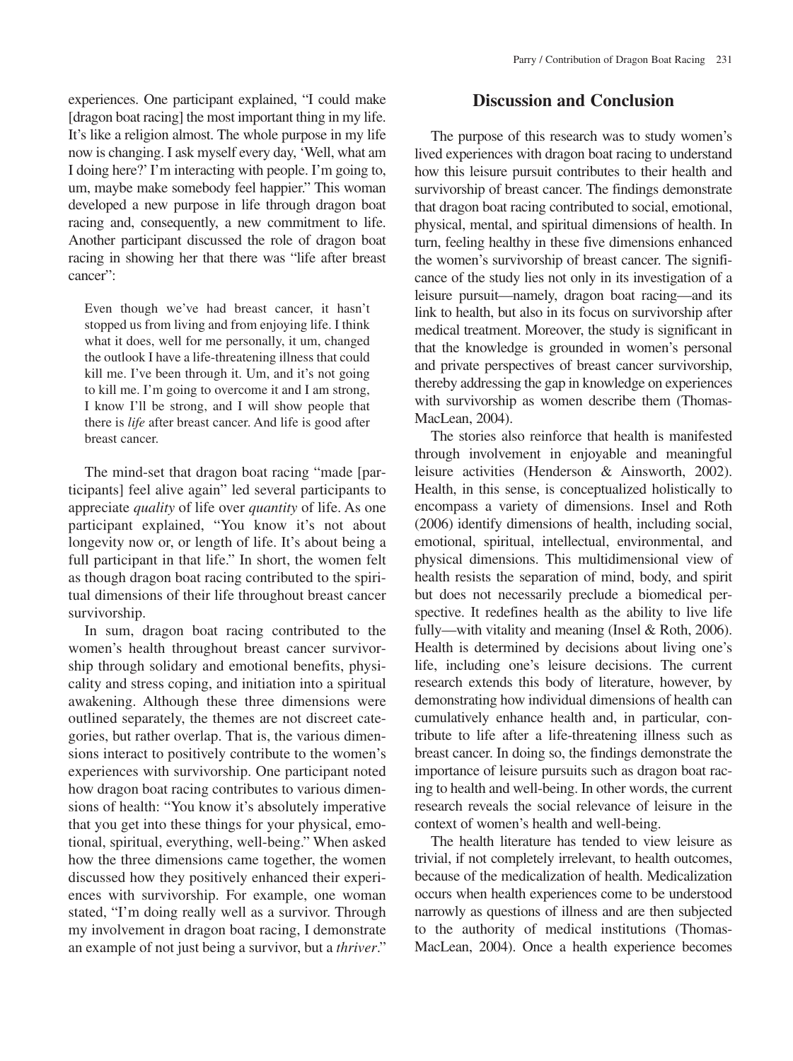experiences. One participant explained, "I could make [dragon boat racing] the most important thing in my life. It's like a religion almost. The whole purpose in my life now is changing. I ask myself every day, 'Well, what am I doing here?' I'm interacting with people. I'm going to, um, maybe make somebody feel happier." This woman developed a new purpose in life through dragon boat racing and, consequently, a new commitment to life. Another participant discussed the role of dragon boat racing in showing her that there was "life after breast cancer":

> Even though we've had breast cancer, it hasn't stopped us from living and from enjoying life. I think what it does, well for me personally, it um, changed the outlook I have a life-threatening illness that could kill me. I've been through it. Um, and it's not going to kill me. I'm going to overcome it and I am strong, I know I'll be strong, and I will show people that there is *life* after breast cancer. And life is good after breast cancer.

The mind-set that dragon boat racing "made [participants] feel alive again" led several participants to appreciate *quality* of life over *quantity* of life. As one participant explained, "You know it's not about longevity now or, or length of life. It's about being a full participant in that life." In short, the women felt as though dragon boat racing contributed to the spiritual dimensions of their life throughout breast cancer survivorship.

In sum, dragon boat racing contributed to the women's health throughout breast cancer survivorship through solidary and emotional benefits, physicality and stress coping, and initiation into a spiritual awakening. Although these three dimensions were outlined separately, the themes are not discreet categories, but rather overlap. That is, the various dimensions interact to positively contribute to the women's experiences with survivorship. One participant noted how dragon boat racing contributes to various dimensions of health: "You know it's absolutely imperative that you get into these things for your physical, emotional, spiritual, everything, well-being." When asked how the three dimensions came together, the women discussed how they positively enhanced their experiences with survivorship. For example, one woman stated, "I'm doing really well as a survivor. Through my involvement in dragon boat racing, I demonstrate an example of not just being a survivor, but a *thriver*."

## Discussion and Conclusion

The purpose of this research was to study women's lived experiences with dragon boat racing to understand how this leisure pursuit contributes to their health and survivorship of breast cancer. The findings demonstrate that dragon boat racing contributed to social, emotional, physical, mental, and spiritual dimensions of health. In turn, feeling healthy in these five dimensions enhanced the women's survivorship of breast cancer. The significance of the study lies not only in its investigation of a leisure pursuit—namely, dragon boat racing—and its link to health, but also in its focus on survivorship after medical treatment. Moreover, the study is significant in that the knowledge is grounded in women's personal and private perspectives of breast cancer survivorship, thereby addressing the gap in knowledge on experiences with survivorship as women describe them (Thomas-MacLean, 2004).

The stories also reinforce that health is manifested through involvement in enjoyable and meaningful leisure activities (Henderson & Ainsworth, 2002). Health, in this sense, is conceptualized holistically to encompass a variety of dimensions. Insel and Roth (2006) identify dimensions of health, including social, emotional, spiritual, intellectual, environmental, and physical dimensions. This multidimensional view of health resists the separation of mind, body, and spirit but does not necessarily preclude a biomedical perspective. It redefines health as the ability to live life fully—with vitality and meaning (Insel & Roth, 2006). Health is determined by decisions about living one's life, including one's leisure decisions. The current research extends this body of literature, however, by demonstrating how individual dimensions of health can cumulatively enhance health and, in particular, contribute to life after a life-threatening illness such as breast cancer. In doing so, the findings demonstrate the importance of leisure pursuits such as dragon boat racing to health and well-being. In other words, the current research reveals the social relevance of leisure in the context of women's health and well-being.

The health literature has tended to view leisure as trivial, if not completely irrelevant, to health outcomes, because of the medicalization of health. Medicalization occurs when health experiences come to be understood narrowly as questions of illness and are then subjected to the authority of medical institutions (Thomas-MacLean, 2004). Once a health experience becomes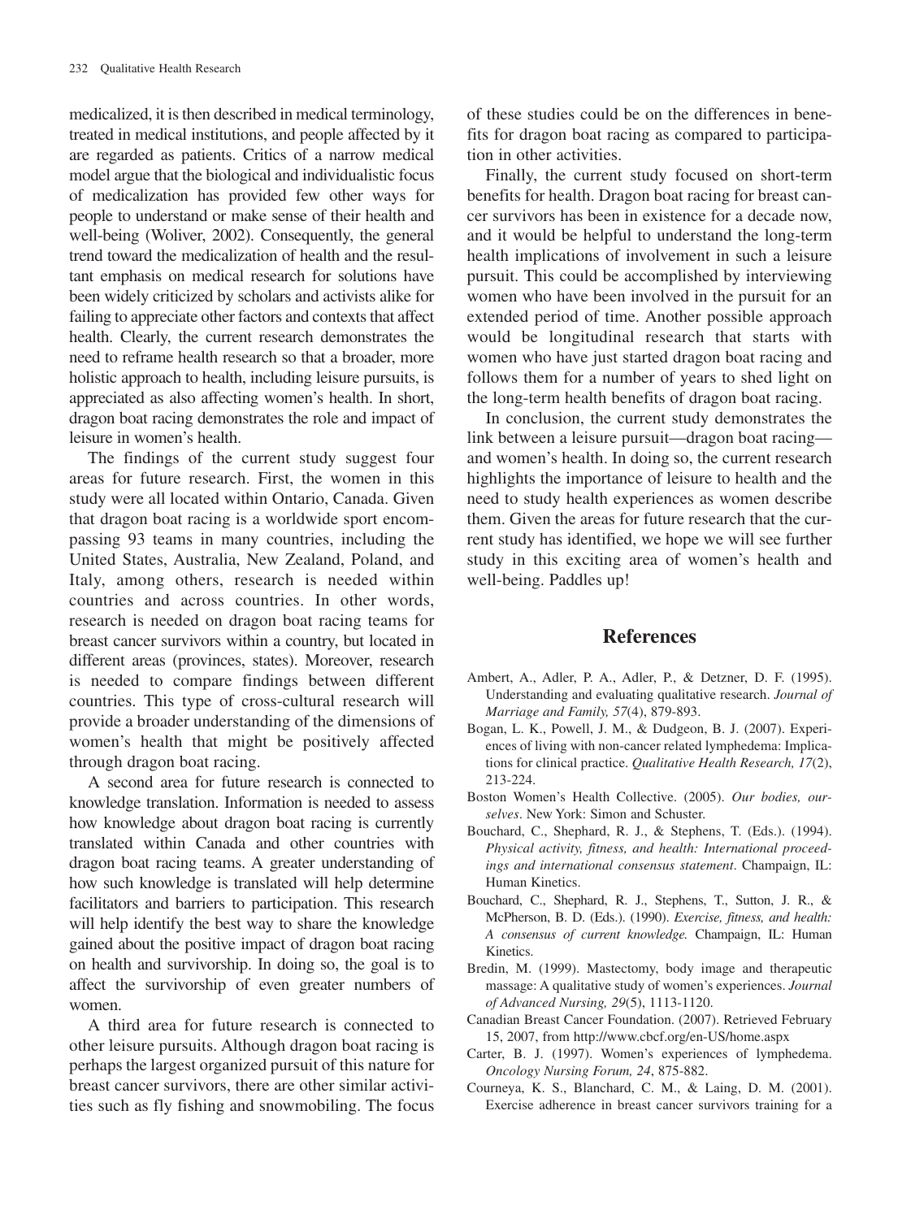medicalized, it is then described in medical terminology, treated in medical institutions, and people affected by it are regarded as patients. Critics of a narrow medical model argue that the biological and individualistic focus of medicalization has provided few other ways for people to understand or make sense of their health and well-being (Woliver, 2002). Consequently, the general trend toward the medicalization of health and the resultant emphasis on medical research for solutions have been widely criticized by scholars and activists alike for failing to appreciate other factors and contexts that affect health. Clearly, the current research demonstrates the need to reframe health research so that a broader, more holistic approach to health, including leisure pursuits, is appreciated as also affecting women's health. In short, dragon boat racing demonstrates the role and impact of leisure in women's health.

The findings of the current study suggest four areas for future research. First, the women in this study were all located within Ontario, Canada. Given that dragon boat racing is a worldwide sport encompassing 93 teams in many countries, including the United States, Australia, New Zealand, Poland, and Italy, among others, research is needed within countries and across countries. In other words, research is needed on dragon boat racing teams for breast cancer survivors within a country, but located in different areas (provinces, states). Moreover, research is needed to compare findings between different countries. This type of cross-cultural research will provide a broader understanding of the dimensions of women's health that might be positively affected through dragon boat racing.

A second area for future research is connected to knowledge translation. Information is needed to assess how knowledge about dragon boat racing is currently translated within Canada and other countries with dragon boat racing teams. A greater understanding of how such knowledge is translated will help determine facilitators and barriers to participation. This research will help identify the best way to share the knowledge gained about the positive impact of dragon boat racing on health and survivorship. In doing so, the goal is to affect the survivorship of even greater numbers of women.

A third area for future research is connected to other leisure pursuits. Although dragon boat racing is perhaps the largest organized pursuit of this nature for breast cancer survivors, there are other similar activities such as fly fishing and snowmobiling. The focus of these studies could be on the differences in benefits for dragon boat racing as compared to participation in other activities.

Finally, the current study focused on short-term benefits for health. Dragon boat racing for breast cancer survivors has been in existence for a decade now, and it would be helpful to understand the long-term health implications of involvement in such a leisure pursuit. This could be accomplished by interviewing women who have been involved in the pursuit for an extended period of time. Another possible approach would be longitudinal research that starts with women who have just started dragon boat racing and follows them for a number of years to shed light on the long-term health benefits of dragon boat racing.

In conclusion, the current study demonstrates the link between a leisure pursuit—dragon boat racing—and women's health. In doing so, the current research highlights the importance of leisure to health and the need to study health experiences as women describe them. Given the areas for future research that the current study has identified, we hope we will see further study in this exciting area of women's health and well-being. Paddles up!

## References

Ambert, A., Adler, P. A., Adler, P., & Detzner, D. F. (1995). Understanding and evaluating qualitative research. *Journal of Marriage and Family, 57*(4), 879-893.

Bogan, L. K., Powell, J. M., & Dudgeon, B. J. (2007). Experiences of living with non-cancer related lymphedema: Implications for clinical practice. *Qualitative Health Research, 17*(2), 213-224.

Boston Women's Health Collective. (2005). *Our bodies, ourselves*. New York: Simon and Schuster.

Bouchard, C., Shephard, R. J., & Stephens, T. (Eds.). (1994). *Physical activity, fitness, and health: International proceedings and international consensus statement*. Champaign, IL: Human Kinetics.

Bouchard, C., Shephard, R. J., Stephens, T., Sutton, J. R., & McPherson, B. D. (Eds.). (1990). *Exercise, fitness, and health: A consensus of current knowledge.* Champaign, IL: Human Kinetics.

Bredin, M. (1999). Mastectomy, body image and therapeutic massage: A qualitative study of women's experiences. *Journal of Advanced Nursing, 29*(5), 1113-1120.

Canadian Breast Cancer Foundation. (2007). Retrieved February 15, 2007, from http://www.cbcf.org/en-US/home.aspx

Carter, B. J. (1997). Women's experiences of lymphedema. *Oncology Nursing Forum, 24*, 875-882.

Courneya, K. S., Blanchard, C. M., & Laing, D. M. (2001). Exercise adherence in breast cancer survivors training for a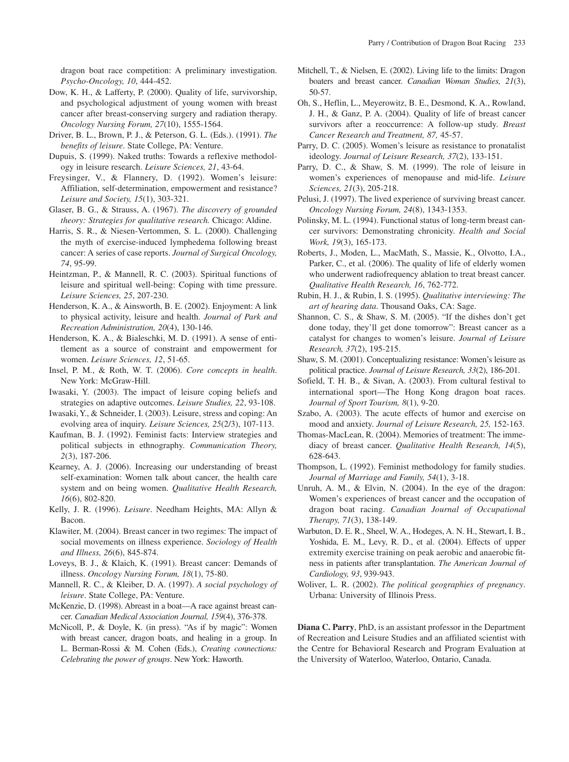dragon boat race competition: A preliminary investigation. *Psycho-Oncology, 10*, 444-452.

Dow, K. H., & Lafferty, P. (2000). Quality of life, survivorship, and psychological adjustment of young women with breast cancer after breast-conserving surgery and radiation therapy. *Oncology Nursing Forum, 27*(10), 1555-1564.

Driver, B. L., Brown, P. J., & Peterson, G. L. (Eds.). (1991). *The benefits of leisure*. State College, PA: Venture.

Dupuis, S. (1999). Naked truths: Towards a reflexive methodology in leisure research. *Leisure Sciences, 21*, 43-64.

Freysinger, V., & Flannery, D. (1992). Women's leisure: Affiliation, self-determination, empowerment and resistance? *Leisure and Society, 15*(1), 303-321.

Glaser, B. G., & Strauss, A. (1967). *The discovery of grounded theory: Strategies for qualitative research.* Chicago: Aldine.

Harris, S. R., & Niesen-Vertommen, S. L. (2000). Challenging the myth of exercise-induced lymphedema following breast cancer: A series of case reports. *Journal of Surgical Oncology, 74*, 95-99.

Heintzman, P., & Mannell, R. C. (2003). Spiritual functions of leisure and spiritual well-being: Coping with time pressure. *Leisure Sciences, 25*, 207-230.

Henderson, K. A., & Ainsworth, B. E. (2002). Enjoyment: A link to physical activity, leisure and health. *Journal of Park and Recreation Administration, 20*(4), 130-146.

Henderson, K. A., & Bialeschki, M. D. (1991). A sense of entitlement as a source of constraint and empowerment for women. *Leisure Sciences, 12*, 51-65.

Insel, P. M., & Roth, W. T. (2006). *Core concepts in health*. New York: McGraw-Hill.

Iwasaki, Y. (2003). The impact of leisure coping beliefs and strategies on adaptive outcomes. *Leisure Studies, 22*, 93-108.

Iwasaki, Y., & Schneider, I. (2003). Leisure, stress and coping: An evolving area of inquiry. *Leisure Sciences, 25*(2/3), 107-113.

Kaufman, B. J. (1992). Feminist facts: Interview strategies and political subjects in ethnography. *Communication Theory, 2*(3), 187-206.

Kearney, A. J. (2006). Increasing our understanding of breast self-examination: Women talk about cancer, the health care system and on being women. *Qualitative Health Research, 16*(6), 802-820.

Kelly, J. R. (1996). *Leisure*. Needham Heights, MA: Allyn & Bacon.

Klawiter, M. (2004). Breast cancer in two regimes: The impact of social movements on illness experience. *Sociology of Health and Illness, 26*(6), 845-874.

Loveys, B. J., & Klaich, K. (1991). Breast cancer: Demands of illness. *Oncology Nursing Forum, 18*(1), 75-80.

Mannell, R. C., & Kleiber, D. A. (1997). *A social psychology of leisure*. State College, PA: Venture.

McKenzie, D. (1998). Abreast in a boat—A race against breast cancer. *Canadian Medical Association Journal, 159*(4), 376-378.

McNicoll, P., & Doyle, K. (in press). "As if by magic": Women with breast cancer, dragon boats, and healing in a group. In L. Berman-Rossi & M. Cohen (Eds.), *Creating connections: Celebrating the power of groups*. New York: Haworth.

Mitchell, T., & Nielsen, E. (2002). Living life to the limits: Dragon boaters and breast cancer. *Canadian Woman Studies, 21*(3), 50-57.

Oh, S., Heflin, L., Meyerowitz, B. E., Desmond, K. A., Rowland, J. H., & Ganz, P. A. (2004). Quality of life of breast cancer survivors after a reoccurrence: A follow-up study. *Breast Cancer Research and Treatment, 87,* 45-57.

Parry, D. C. (2005). Women's leisure as resistance to pronatalist ideology. *Journal of Leisure Research, 37*(2), 133-151.

Parry, D. C., & Shaw, S. M. (1999). The role of leisure in women's experiences of menopause and mid-life. *Leisure Sciences, 21*(3), 205-218.

Pelusi, J. (1997). The lived experience of surviving breast cancer. *Oncology Nursing Forum, 24*(8), 1343-1353.

Polinsky, M. L. (1994). Functional status of long-term breast cancer survivors: Demonstrating chronicity. *Health and Social Work, 19*(3), 165-173.

Roberts, J., Moden, L., MacMath, S., Massie, K., Olvotto, I.A., Parker, C., et al. (2006). The quality of life of elderly women who underwent radiofrequency ablation to treat breast cancer. *Qualitative Health Research, 16*, 762-772.

Rubin, H. J., & Rubin, I. S. (1995). *Qualitative interviewing: The art of hearing data*. Thousand Oaks, CA: Sage.

Shannon, C. S., & Shaw, S. M. (2005). "If the dishes don't get done today, they'll get done tomorrow": Breast cancer as a catalyst for changes to women's leisure. *Journal of Leisure Research, 37*(2), 195-215.

Shaw, S. M. (2001). Conceptualizing resistance: Women's leisure as political practice. *Journal of Leisure Research, 33*(2), 186-201.

Sofield, T. H. B., & Sivan, A. (2003). From cultural festival to international sport—The Hong Kong dragon boat races. *Journal of Sport Tourism, 8*(1), 9-20.

Szabo, A. (2003). The acute effects of humor and exercise on mood and anxiety. *Journal of Leisure Research, 25,* 152-163.

Thomas-MacLean, R. (2004). Memories of treatment: The immediacy of breast cancer. *Qualitative Health Research, 14*(5), 628-643.

Thompson, L. (1992). Feminist methodology for family studies. *Journal of Marriage and Family, 54*(1), 3-18.

Unruh, A. M., & Elvin, N. (2004). In the eye of the dragon: Women's experiences of breast cancer and the occupation of dragon boat racing. *Canadian Journal of Occupational Therapy, 71*(3), 138-149.

Warbuton, D. E. R., Sheel, W. A., Hodeges, A. N. H., Stewart, I. B., Yoshida, E. M., Levy, R. D., et al. (2004). Effects of upper extremity exercise training on peak aerobic and anaerobic fitness in patients after transplantation. *The American Journal of Cardiology, 93*, 939-943.

Woliver, L. R. (2002). *The political geographies of pregnancy*. Urbana: University of Illinois Press.

**Diana C. Parry**, PhD, is an assistant professor in the Department of Recreation and Leisure Studies and an affiliated scientist with the Centre for Behavioral Research and Program Evaluation at the University of Waterloo, Waterloo, Ontario, Canada.